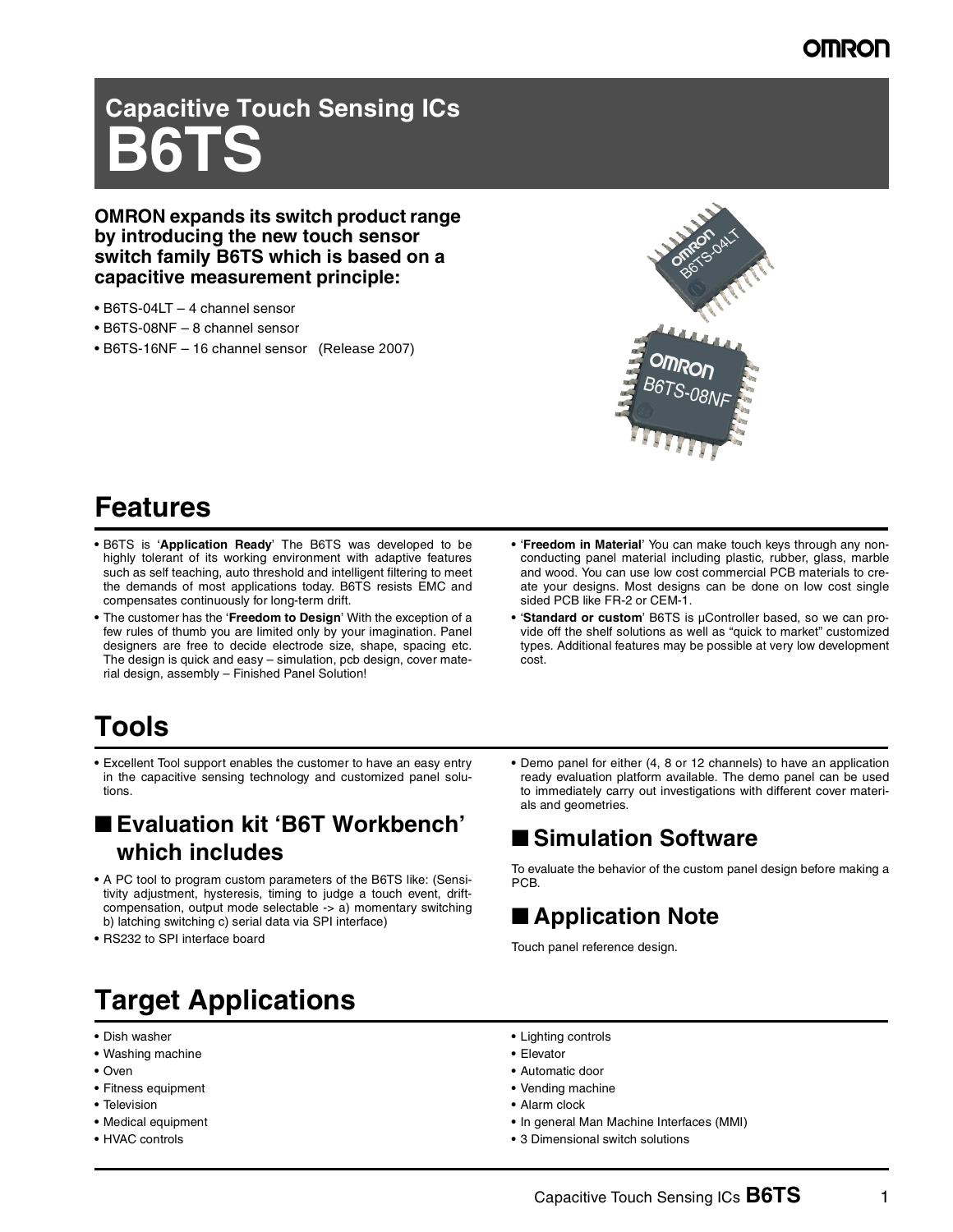# Capacitive Touch Sensing ICs
# B6TS

**OMRON expands its switch product range by introducing the new touch sensor switch family B6TS which is based on a capacitive measurement principle:**

- B6TS-04LT – 4 channel sensor
- B6TS-08NF – 8 channel sensor
- B6TS-16NF – 16 channel sensor (Release 2007)

## Features

- B6TS is '**Application Ready**' The B6TS was developed to be highly tolerant of its working environment with adaptive features such as self teaching, auto threshold and intelligent filtering to meet the demands of most applications today. B6TS resists EMC and compensates continuously for long-term drift.
- The customer has the '**Freedom to Design**' With the exception of a few rules of thumb you are limited only by your imagination. Panel designers are free to decide electrode size, shape, spacing etc. The design is quick and easy – simulation, pcb design, cover material design, assembly – Finished Panel Solution!
- '**Freedom in Material**' You can make touch keys through any non-conducting panel material including plastic, rubber, glass, marble and wood. You can use low cost commercial PCB materials to create your designs. Most designs can be done on low cost single sided PCB like FR-2 or CEM-1.
- '**Standard or custom**' B6TS is µController based, so we can provide off the shelf solutions as well as "quick to market" customized types. Additional features may be possible at very low development cost.

## Tools

- Excellent Tool support enables the customer to have an easy entry in the capacitive sensing technology and customized panel solutions.

### ■ Evaluation kit 'B6T Workbench' which includes

- A PC tool to program custom parameters of the B6TS like: (Sensitivity adjustment, hysteresis, timing to judge a touch event, drift-compensation, output mode selectable -> a) momentary switching b) latching switching c) serial data via SPI interface)
- RS232 to SPI interface board
- Demo panel for either (4, 8 or 12 channels) to have an application ready evaluation platform available. The demo panel can be used to immediately carry out investigations with different cover materials and geometries.

### ■ Simulation Software

To evaluate the behavior of the custom panel design before making a PCB.

### ■ Application Note

Touch panel reference design.

## Target Applications

- Dish washer
- Washing machine
- Oven
- Fitness equipment
- Television
- Medical equipment
- HVAC controls
- Lighting controls
- Elevator
- Automatic door
- Vending machine
- Alarm clock
- In general Man Machine Interfaces (MMI)
- 3 Dimensional switch solutions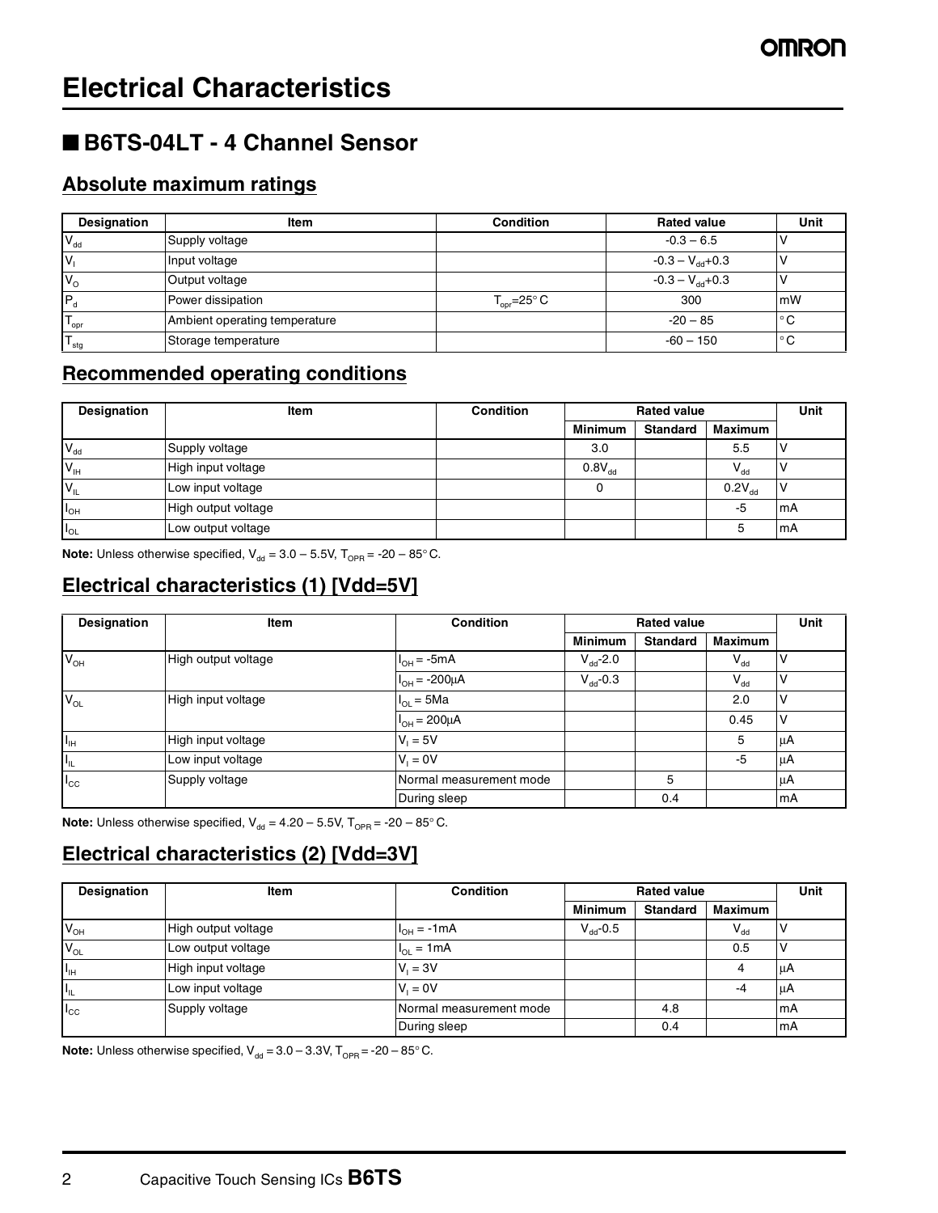# Electrical Characteristics

## ■ B6TS-04LT - 4 Channel Sensor

### Absolute maximum ratings

| Designation | Item | Condition | Rated value | Unit |
|---|---|---|---|---|
| $V_{dd}$ | Supply voltage | | -0.3 – 6.5 | V |
| $V_I$ | Input voltage | | -0.3 – $V_{dd}$+0.3 | V |
| $V_O$ | Output voltage | | -0.3 – $V_{dd}$+0.3 | V |
| $P_d$ | Power dissipation | $T_{opr}$=25° C | 300 | mW |
| $T_{opr}$ | Ambient operating temperature | | -20 – 85 | ° C |
| $T_{stg}$ | Storage temperature | | -60 – 150 | ° C |

### Recommended operating conditions

| Designation | Item | Condition | Rated value | | | Unit |
|---|---|---|---|---|---|---|
| | | | Minimum | Standard | Maximum | |
| $V_{dd}$ | Supply voltage | | 3.0 | | 5.5 | V |
| $V_{IH}$ | High input voltage | | $0.8V_{dd}$ | | $V_{dd}$ | V |
| $V_{IL}$ | Low input voltage | | 0 | | $0.2V_{dd}$ | V |
| $I_{OH}$ | High output voltage | | | | -5 | mA |
| $I_{OL}$ | Low output voltage | | | | 5 | mA |

**Note:** Unless otherwise specified, $V_{dd}$ = 3.0 – 5.5V, $T_{OPR}$ = -20 – 85° C.

### Electrical characteristics (1) [Vdd=5V]

| Designation | Item | Condition | Rated value | | | Unit |
|---|---|---|---|---|---|---|
| | | | Minimum | Standard | Maximum | |
| $V_{OH}$ | High output voltage | $I_{OH}$ = -5mA | $V_{dd}$-2.0 | | $V_{dd}$ | V |
| | | $I_{OH}$ = -200µA | $V_{dd}$-0.3 | | $V_{dd}$ | V |
| $V_{OL}$ | High input voltage | $I_{OL}$ = 5Ma | | | 2.0 | V |
| | | $I_{OH}$ = 200µA | | | 0.45 | V |
| $I_{IH}$ | High input voltage | $V_I$ = 5V | | | 5 | µA |
| $I_{IL}$ | Low input voltage | $V_I$ = 0V | | | -5 | µA |
| $I_{CC}$ | Supply voltage | Normal measurement mode | | 5 | | µA |
| | | During sleep | | 0.4 | | mA |

**Note:** Unless otherwise specified, $V_{dd}$ = 4.20 – 5.5V, $T_{OPR}$ = -20 – 85° C.

### Electrical characteristics (2) [Vdd=3V]

| Designation | Item | Condition | Rated value | | | Unit |
|---|---|---|---|---|---|---|
| | | | Minimum | Standard | Maximum | |
| $V_{OH}$ | High output voltage | $I_{OH}$ = -1mA | $V_{dd}$-0.5 | | $V_{dd}$ | V |
| $V_{OL}$ | Low output voltage | $I_{OL}$ = 1mA | | | 0.5 | V |
| $I_{IH}$ | High input voltage | $V_I$ = 3V | | | 4 | µA |
| $I_{IL}$ | Low input voltage | $V_I$ = 0V | | | -4 | µA |
| $I_{CC}$ | Supply voltage | Normal measurement mode | | 4.8 | | mA |
| | | During sleep | | 0.4 | | mA |

**Note:** Unless otherwise specified, $V_{dd}$ = 3.0 – 3.3V, $T_{OPR}$ = -20 – 85° C.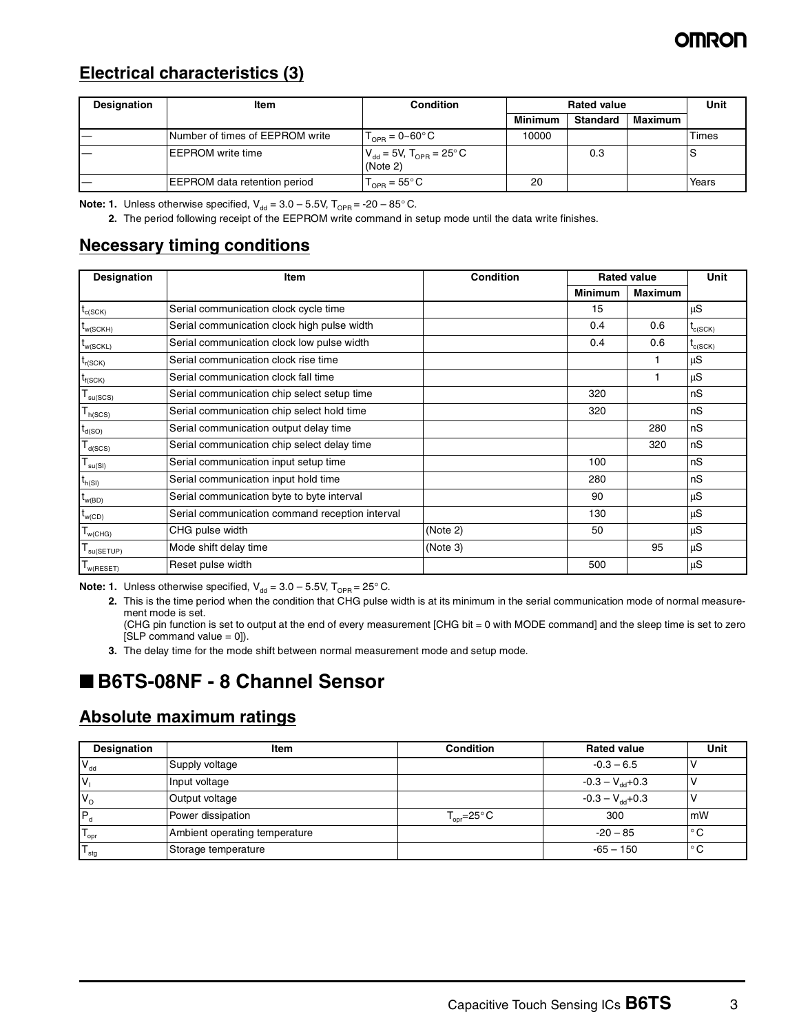## Electrical characteristics (3)

| Designation | Item | Condition | Rated value | | | Unit |
|---|---|---|---|---|---|---|
| | | | Minimum | Standard | Maximum | |
| — | Number of times of EEPROM write | $T_{OPR}$ = 0~60°C | 10000 | | | Times |
| — | EEPROM write time | $V_{dd}$ = 5V, $T_{OPR}$ = 25°C (Note 2) | | 0.3 | | S |
| — | EEPROM data retention period | $T_{OPR}$ = 55°C | 20 | | | Years |

**Note: 1.** Unless otherwise specified, $V_{dd}$ = 3.0 – 5.5V, $T_{OPR}$ = -20 – 85°C.

**2.** The period following receipt of the EEPROM write command in setup mode until the data write finishes.

## Necessary timing conditions

| Designation | Item | Condition | Rated value | | Unit |
|---|---|---|---|---|---|
| | | | Minimum | Maximum | |
| $t_{c(SCK)}$ | Serial communication clock cycle time | | 15 | | μS |
| $t_{w(SCKH)}$ | Serial communication clock high pulse width | | 0.4 | 0.6 | $t_{c(SCK)}$ |
| $t_{w(SCKL)}$ | Serial communication clock low pulse width | | 0.4 | 0.6 | $t_{c(SCK)}$ |
| $t_{r(SCK)}$ | Serial communication clock rise time | | | 1 | μS |
| $t_{f(SCK)}$ | Serial communication clock fall time | | | 1 | μS |
| $T_{su(SCS)}$ | Serial communication chip select setup time | | 320 | | nS |
| $T_{h(SCS)}$ | Serial communication chip select hold time | | 320 | | nS |
| $t_{d(SO)}$ | Serial communication output delay time | | | 280 | nS |
| $T_{d(SCS)}$ | Serial communication chip select delay time | | | 320 | nS |
| $T_{su(SI)}$ | Serial communication input setup time | | 100 | | nS |
| $t_{h(SI)}$ | Serial communication input hold time | | 280 | | nS |
| $t_{w(BD)}$ | Serial communication byte to byte interval | | 90 | | μS |
| $t_{w(CD)}$ | Serial communication command reception interval | | 130 | | μS |
| $T_{w(CHG)}$ | CHG pulse width | (Note 2) | 50 | | μS |
| $T_{su(SETUP)}$ | Mode shift delay time | (Note 3) | | 95 | μS |
| $T_{w(RESET)}$ | Reset pulse width | | 500 | | μS |

**Note: 1.** Unless otherwise specified, $V_{dd}$ = 3.0 – 5.5V, $T_{OPR}$ = 25°C.

**2.** This is the time period when the condition that CHG pulse width is at its minimum in the serial communication mode of normal measurement mode is set.
(CHG pin function is set to output at the end of every measurement [CHG bit = 0 with MODE command] and the sleep time is set to zero [SLP command value = 0]).

**3.** The delay time for the mode shift between normal measurement mode and setup mode.

# ■ B6TS-08NF - 8 Channel Sensor

## Absolute maximum ratings

| Designation | Item | Condition | Rated value | Unit |
|---|---|---|---|---|
| $V_{dd}$ | Supply voltage | | -0.3 – 6.5 | V |
| $V_I$ | Input voltage | | -0.3 – $V_{dd}$+0.3 | V |
| $V_O$ | Output voltage | | -0.3 – $V_{dd}$+0.3 | V |
| $P_d$ | Power dissipation | $T_{opr}$=25°C | 300 | mW |
| $T_{opr}$ | Ambient operating temperature | | -20 – 85 | °C |
| $T_{stg}$ | Storage temperature | | -65 – 150 | °C |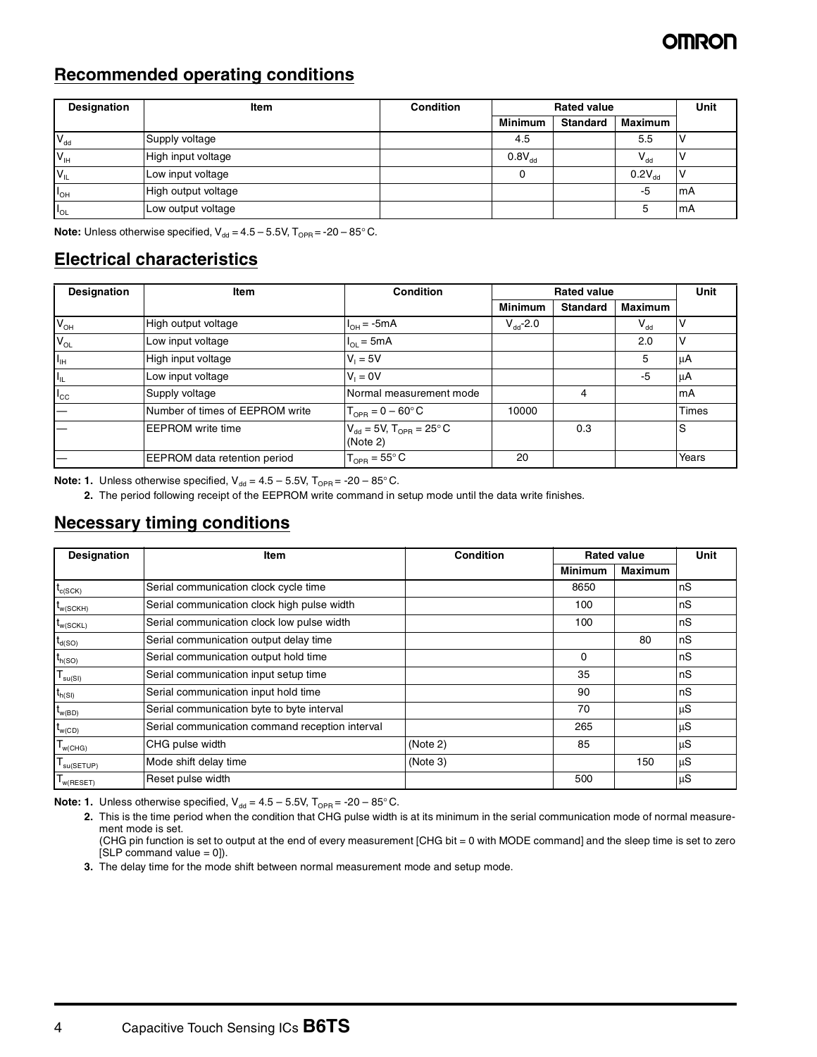## Recommended operating conditions

| Designation | Item | Condition | Rated value | | | Unit |
|---|---|---|---|---|---|---|
| | | | Minimum | Standard | Maximum | |
| $V_{dd}$ | Supply voltage | | 4.5 | | 5.5 | V |
| $V_{IH}$ | High input voltage | | $0.8V_{dd}$ | | $V_{dd}$ | V |
| $V_{IL}$ | Low input voltage | | 0 | | $0.2V_{dd}$ | V |
| $I_{OH}$ | High output voltage | | | | -5 | mA |
| $I_{OL}$ | Low output voltage | | | | 5 | mA |

**Note:** Unless otherwise specified, $V_{dd}$ = 4.5 – 5.5V, $T_{OPR}$ = -20 – 85°C.

## Electrical characteristics

| Designation | Item | Condition | Rated value | | | Unit |
|---|---|---|---|---|---|---|
| | | | Minimum | Standard | Maximum | |
| $V_{OH}$ | High output voltage | $I_{OH}$ = -5mA | $V_{dd}$-2.0 | | $V_{dd}$ | V |
| $V_{OL}$ | Low input voltage | $I_{OL}$ = 5mA | | | 2.0 | V |
| $I_{IH}$ | High input voltage | $V_I$ = 5V | | | 5 | μA |
| $I_{IL}$ | Low input voltage | $V_I$ = 0V | | | -5 | μA |
| $I_{CC}$ | Supply voltage | Normal measurement mode | | 4 | | mA |
| — | Number of times of EEPROM write | $T_{OPR}$ = 0 – 60°C | 10000 | | | Times |
| — | EEPROM write time | $V_{dd}$ = 5V, $T_{OPR}$ = 25°C (Note 2) | | 0.3 | | S |
| — | EEPROM data retention period | $T_{OPR}$ = 55°C | 20 | | | Years |

**Note: 1.** Unless otherwise specified, $V_{dd}$ = 4.5 – 5.5V, $T_{OPR}$ = -20 – 85°C.

**2.** The period following receipt of the EEPROM write command in setup mode until the data write finishes.

## Necessary timing conditions

| Designation | Item | Condition | Rated value | | Unit |
|---|---|---|---|---|---|
| | | | Minimum | Maximum | |
| $t_{c(SCK)}$ | Serial communication clock cycle time | | 8650 | | nS |
| $t_{w(SCKH)}$ | Serial communication clock high pulse width | | 100 | | nS |
| $t_{w(SCKL)}$ | Serial communication clock low pulse width | | 100 | | nS |
| $t_{d(SO)}$ | Serial communication output delay time | | | 80 | nS |
| $t_{h(SO)}$ | Serial communication output hold time | | 0 | | nS |
| $T_{su(SI)}$ | Serial communication input setup time | | 35 | | nS |
| $t_{h(SI)}$ | Serial communication input hold time | | 90 | | nS |
| $t_{w(BD)}$ | Serial communication byte to byte interval | | 70 | | μS |
| $t_{w(CD)}$ | Serial communication command reception interval | | 265 | | μS |
| $T_{w(CHG)}$ | CHG pulse width | (Note 2) | 85 | | μS |
| $T_{su(SETUP)}$ | Mode shift delay time | (Note 3) | | 150 | μS |
| $T_{w(RESET)}$ | Reset pulse width | | 500 | | μS |

**Note: 1.** Unless otherwise specified, $V_{dd}$ = 4.5 – 5.5V, $T_{OPR}$ = -20 – 85°C.

**2.** This is the time period when the condition that CHG pulse width is at its minimum in the serial communication mode of normal measurement mode is set.
(CHG pin function is set to output at the end of every measurement [CHG bit = 0 with MODE command] and the sleep time is set to zero [SLP command value = 0]).

**3.** The delay time for the mode shift between normal measurement mode and setup mode.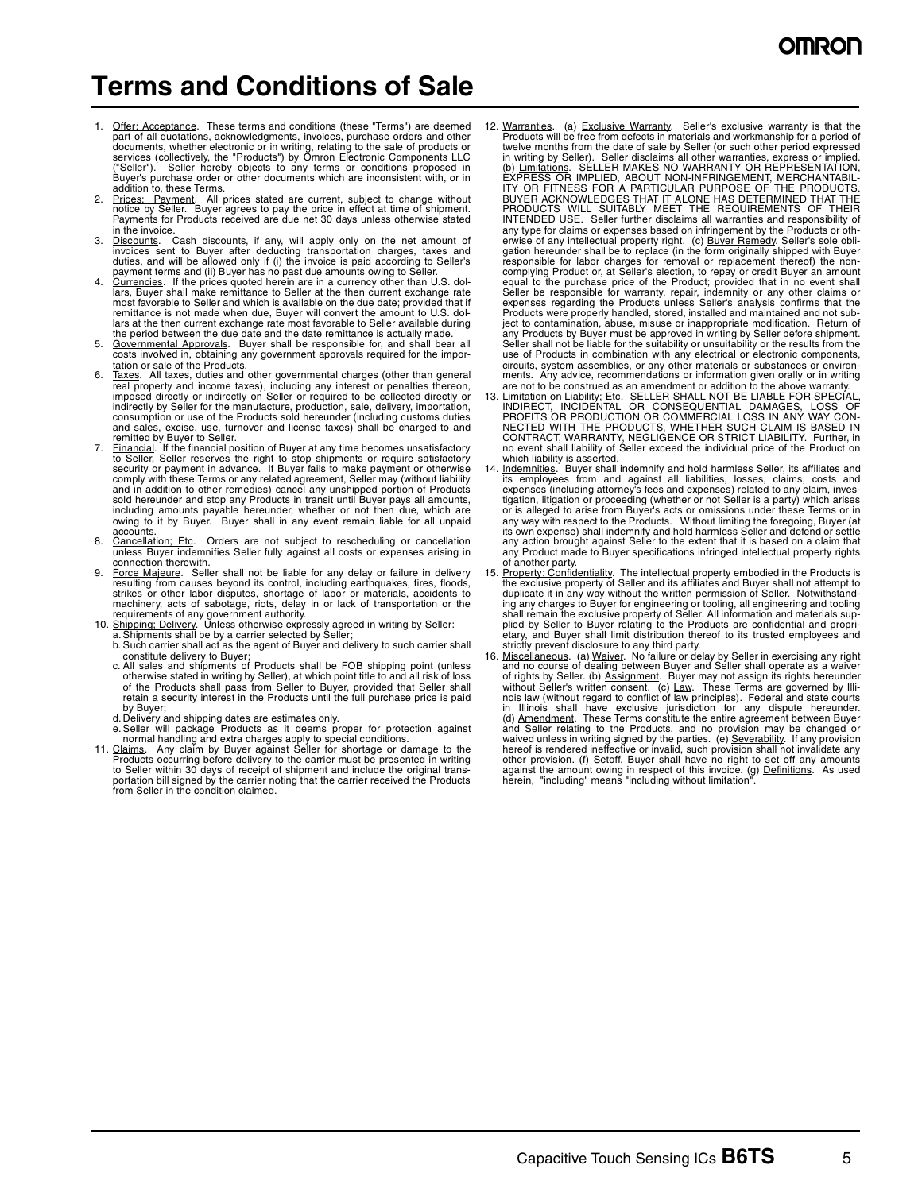# Terms and Conditions of Sale

1. Offer; Acceptance. These terms and conditions (these "Terms") are deemed part of all quotations, acknowledgments, invoices, purchase orders and other documents, whether electronic or in writing, relating to the sale of products or services (collectively, the "Products") by Omron Electronic Components LLC ("Seller"). Seller hereby objects to any terms or conditions proposed in Buyer's purchase order or other documents which are inconsistent with, or in addition to, these Terms.
2. Prices; Payment. All prices stated are current, subject to change without notice by Seller. Buyer agrees to pay the price in effect at time of shipment. Payments for Products received are due net 30 days unless otherwise stated in the invoice.
3. Discounts. Cash discounts, if any, will apply only on the net amount of invoices sent to Buyer after deducting transportation charges, taxes and duties, and will be allowed only if (i) the invoice is paid according to Seller's payment terms and (ii) Buyer has no past due amounts owing to Seller.
4. Currencies. If the prices quoted herein are in a currency other than U.S. dollars, Buyer shall make remittance to Seller at the then current exchange rate most favorable to Seller and which is available on the due date; provided that if remittance is not made when due, Buyer will convert the amount to U.S. dollars at the then current exchange rate most favorable to Seller available during the period between the due date and the date remittance is actually made.
5. Governmental Approvals. Buyer shall be responsible for, and shall bear all costs involved in, obtaining any government approvals required for the importation or sale of the Products.
6. Taxes. All taxes, duties and other governmental charges (other than general real property and income taxes), including any interest or penalties thereon, imposed directly or indirectly on Seller or required to be collected directly or indirectly by Seller for the manufacture, production, sale, delivery, importation, consumption or use of the Products sold hereunder (including customs duties and sales, excise, use, turnover and license taxes) shall be charged to and remitted by Buyer to Seller.
7. Financial. If the financial position of Buyer at any time becomes unsatisfactory to Seller, Seller reserves the right to stop shipments or require satisfactory security or payment in advance. If Buyer fails to make payment or otherwise comply with these Terms or any related agreement, Seller may (without liability and in addition to other remedies) cancel any unshipped portion of Products sold hereunder and stop any Products in transit until Buyer pays all amounts, including amounts payable hereunder, whether or not then due, which are owing to it by Buyer. Buyer shall in any event remain liable for all unpaid accounts.
8. Cancellation; Etc. Orders are not subject to rescheduling or cancellation unless Buyer indemnifies Seller fully against all costs or expenses arising in connection therewith.
9. Force Majeure. Seller shall not be liable for any delay or failure in delivery resulting from causes beyond its control, including earthquakes, fires, floods, strikes or other labor disputes, shortage of labor or materials, accidents to machinery, acts of sabotage, riots, delay in or lack of transportation or the requirements of any government authority.
10. Shipping; Delivery. Unless otherwise expressly agreed in writing by Seller:
    a. Shipments shall be by a carrier selected by Seller;
    b. Such carrier shall act as the agent of Buyer and delivery to such carrier shall constitute delivery to Buyer;
    c. All sales and shipments of Products shall be FOB shipping point (unless otherwise stated in writing by Seller), at which point title to and all risk of loss of the Products shall pass from Seller to Buyer, provided that Seller shall retain a security interest in the Products until the full purchase price is paid by Buyer;
    d. Delivery and shipping dates are estimates only.
    e. Seller will package Products as it deems proper for protection against normal handling and extra charges apply to special conditions.
11. Claims. Any claim by Buyer against Seller for shortage or damage to the Products occurring before delivery to the carrier must be presented in writing to Seller within 30 days of receipt of shipment and include the original transportation bill signed by the carrier noting that the carrier received the Products from Seller in the condition claimed.
12. Warranties. (a) Exclusive Warranty. Seller's exclusive warranty is that the Products will be free from defects in materials and workmanship for a period of twelve months from the date of sale by Seller (or such other period expressed in writing by Seller). Seller disclaims all other warranties, express or implied. (b) Limitations. SELLER MAKES NO WARRANTY OR REPRESENTATION, EXPRESS OR IMPLIED, ABOUT NON-INFRINGEMENT, MERCHANTABILITY OR FITNESS FOR A PARTICULAR PURPOSE OF THE PRODUCTS. BUYER ACKNOWLEDGES THAT IT ALONE HAS DETERMINED THAT THE PRODUCTS WILL SUITABLY MEET THE REQUIREMENTS OF THEIR INTENDED USE. Seller further disclaims all warranties and responsibility of any type for claims or expenses based on infringement by the Products or otherwise of any intellectual property right. (c) Buyer Remedy. Seller's sole obligation hereunder shall be to replace (in the form originally shipped with Buyer responsible for labor charges for removal or replacement thereof) the non-complying Product or, at Seller's election, to repay or credit Buyer an amount equal to the purchase price of the Product; provided that in no event shall Seller be responsible for warranty, repair, indemnity or any other claims or expenses regarding the Products unless Seller's analysis confirms that the Products were properly handled, stored, installed and maintained and not subject to contamination, abuse, misuse or inappropriate modification. Return of any Products by Buyer must be approved in writing by Seller before shipment. Seller shall not be liable for the suitability or unsuitability or the results from the use of Products in combination with any electrical or electronic components, circuits, system assemblies, or any other materials or substances or environments. Any advice, recommendations or information given orally or in writing are not to be construed as an amendment or addition to the above warranty.
13. Limitation on Liability; Etc. SELLER SHALL NOT BE LIABLE FOR SPECIAL, INDIRECT, INCIDENTAL OR CONSEQUENTIAL DAMAGES, LOSS OF PROFITS OR PRODUCTION OR COMMERCIAL LOSS IN ANY WAY CONNECTED WITH THE PRODUCTS, WHETHER SUCH CLAIM IS BASED IN CONTRACT, WARRANTY, NEGLIGENCE OR STRICT LIABILITY. Further, in no event shall liability of Seller exceed the individual price of the Product on which liability is asserted.
14. Indemnities. Buyer shall indemnify and hold harmless Seller, its affiliates and its employees from and against all liabilities, losses, claims, costs and expenses (including attorney's fees and expenses) related to any claim, investigation, litigation or proceeding (whether or not Seller is a party) which arises or is alleged to arise from Buyer's acts or omissions under these Terms or in any way with respect to the Products. Without limiting the foregoing, Buyer (at its own expense) shall indemnify and hold harmless Seller and defend or settle any action brought against Seller to the extent that it is based on a claim that any Product made to Buyer specifications infringed intellectual property rights of another party.
15. Property; Confidentiality. The intellectual property embodied in the Products is the exclusive property of Seller and its affiliates and Buyer shall not attempt to duplicate it in any way without the written permission of Seller. Notwithstanding any charges to Buyer for engineering or tooling, all engineering and tooling shall remain the exclusive property of Seller. All information and materials supplied by Seller to Buyer relating to the Products are confidential and proprietary, and Buyer shall limit distribution thereof to its trusted employees and strictly prevent disclosure to any third party.
16. Miscellaneous. (a) Waiver. No failure or delay by Seller in exercising any right and no course of dealing between Buyer and Seller shall operate as a waiver of rights by Seller. (b) Assignment. Buyer may not assign its rights hereunder without Seller's written consent. (c) Law. These Terms are governed by Illinois law (without regard to conflict of law principles). Federal and state courts in Illinois shall have exclusive jurisdiction for any dispute hereunder. (d) Amendment. These Terms constitute the entire agreement between Buyer and Seller relating to the Products, and no provision may be changed or waived unless in writing signed by the parties. (e) Severability. If any provision hereof is rendered ineffective or invalid, such provision shall not invalidate any other provision. (f) Setoff. Buyer shall have no right to set off any amounts against the amount owing in respect of this invoice. (g) Definitions. As used herein, "including" means "including without limitation".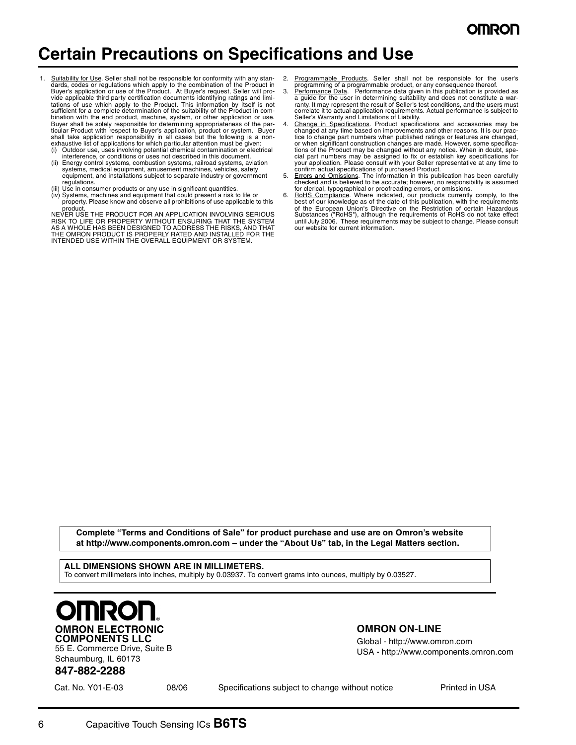# Certain Precautions on Specifications and Use

1. Suitability for Use. Seller shall not be responsible for conformity with any standards, codes or regulations which apply to the combination of the Product in Buyer's application or use of the Product. At Buyer's request, Seller will provide applicable third party certification documents identifying ratings and limitations of use which apply to the Product. This information by itself is not sufficient for a complete determination of the suitability of the Product in combination with the end product, machine, system, or other application or use. Buyer shall be solely responsible for determining appropriateness of the particular Product with respect to Buyer's application, product or system. Buyer shall take application responsibility in all cases but the following is a non-exhaustive list of applications for which particular attention must be given:
   - (i) Outdoor use, uses involving potential chemical contamination or electrical interference, or conditions or uses not described in this document.
   - (ii) Energy control systems, combustion systems, railroad systems, aviation systems, medical equipment, amusement machines, vehicles, safety equipment, and installations subject to separate industry or government regulations.
   - (iii) Use in consumer products or any use in significant quantities.
   - (iv) Systems, machines and equipment that could present a risk to life or property. Please know and observe all prohibitions of use applicable to this product.

   NEVER USE THE PRODUCT FOR AN APPLICATION INVOLVING SERIOUS RISK TO LIFE OR PROPERTY WITHOUT ENSURING THAT THE SYSTEM AS A WHOLE HAS BEEN DESIGNED TO ADDRESS THE RISKS, AND THAT THE OMRON PRODUCT IS PROPERLY RATED AND INSTALLED FOR THE INTENDED USE WITHIN THE OVERALL EQUIPMENT OR SYSTEM.
2. Programmable Products. Seller shall not be responsible for the user's programming of a programmable product, or any consequence thereof.
3. Performance Data. Performance data given in this publication is provided as a guide for the user in determining suitability and does not constitute a warranty. It may represent the result of Seller's test conditions, and the users must correlate it to actual application requirements. Actual performance is subject to Seller's Warranty and Limitations of Liability.
4. Change in Specifications. Product specifications and accessories may be changed at any time based on improvements and other reasons. It is our practice to change part numbers when published ratings or features are changed, or when significant construction changes are made. However, some specifications of the Product may be changed without any notice. When in doubt, special part numbers may be assigned to fix or establish key specifications for your application. Please consult with your Seller representative at any time to confirm actual specifications of purchased Product.
5. Errors and Omissions. The information in this publication has been carefully checked and is believed to be accurate; however, no responsibility is assumed for clerical, typographical or proofreading errors, or omissions.
6. RoHS Compliance. Where indicated, our products currently comply, to the best of our knowledge as of the date of this publication, with the requirements of the European Union's Directive on the Restriction of certain Hazardous Substances ("RoHS"), although the requirements of RoHS do not take effect until July 2006. These requirements may be subject to change. Please consult our website for current information.

**Complete "Terms and Conditions of Sale" for product purchase and use are on Omron's website at http://www.components.omron.com – under the "About Us" tab, in the Legal Matters section.**

**ALL DIMENSIONS SHOWN ARE IN MILLIMETERS.**
To convert millimeters into inches, multiply by 0.03937. To convert grams into ounces, multiply by 0.03527.

**OMRON**

**OMRON ELECTRONIC COMPONENTS LLC**
55 E. Commerce Drive, Suite B
Schaumburg, IL 60173
**847-882-2288**

**OMRON ON-LINE**
Global - http://www.omron.com
USA - http://www.components.omron.com

Cat. No. Y01-E-03 08/06 Specifications subject to change without notice Printed in USA